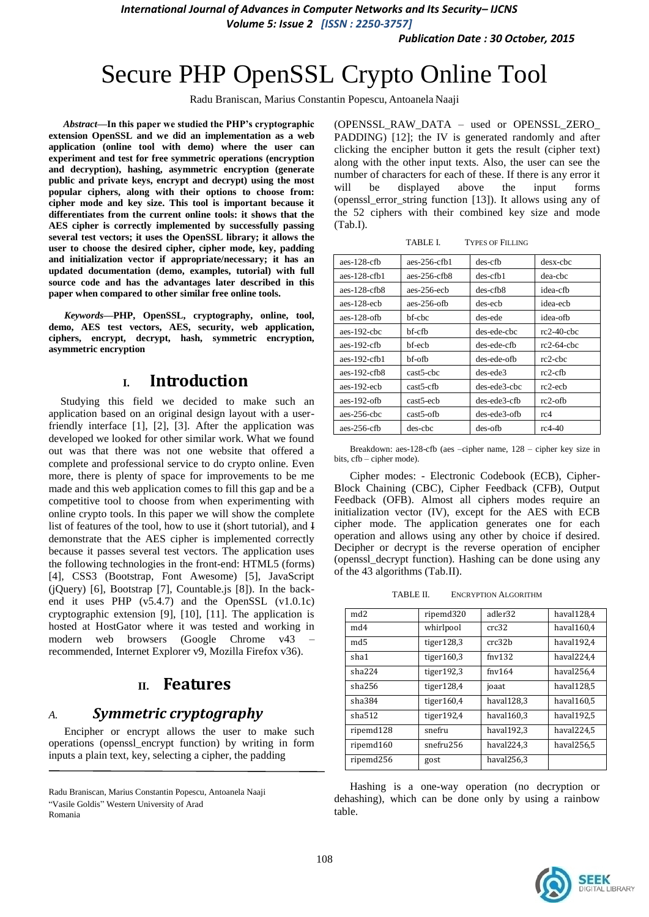# Secure PHP OpenSSL Crypto Online Tool

Radu Braniscan, Marius Constantin Popescu, Antoanela Naaji

***Abstract*—In this paper we studied the PHP's cryptographic extension OpenSSL and we did an implementation as a web application (online tool with demo) where the user can experiment and test for free symmetric operations (encryption and decryption), hashing, asymmetric encryption (generate public and private keys, encrypt and decrypt) using the most popular ciphers, along with their options to choose from: cipher mode and key size. This tool is important because it differentiates from the current online tools: it shows that the AES cipher is correctly implemented by successfully passing several test vectors; it uses the OpenSSL library; it allows the user to choose the desired cipher, cipher mode, key, padding and initialization vector if appropriate/necessary; it has an updated documentation (demo, examples, tutorial) with full source code and has the advantages later described in this paper when compared to other similar free online tools.**

***Keywords*—PHP, OpenSSL, cryptography, online, tool, demo, AES test vectors, AES, security, web application, ciphers, encrypt, decrypt, hash, symmetric encryption, asymmetric encryption**

## I. Introduction

Studying this field we decided to make such an application based on an original design layout with a user-friendly interface [1], [2], [3]. After the application was developed we looked for other similar work. What we found out was that there was not one website that offered a complete and professional service to do crypto online. Even more, there is plenty of space for improvements to be me made and this web application comes to fill this gap and be a competitive tool to choose from when experimenting with online crypto tools. In this paper we will show the complete list of features of the tool, how to use it (short tutorial), and I demonstrate that the AES cipher is implemented correctly because it passes several test vectors. The application uses the following technologies in the front-end: HTML5 (forms) [4], CSS3 (Bootstrap, Font Awesome) [5], JavaScript (jQuery) [6], Bootstrap [7], Countable.js [8]). In the back-end it uses PHP (v5.4.7) and the OpenSSL (v1.0.1c) cryptographic extension [9], [10], [11]. The application is hosted at HostGator where it was tested and working in modern web browsers (Google Chrome v43 – recommended, Internet Explorer v9, Mozilla Firefox v36).

## II. Features

### A. *Symmetric cryptography*

Encipher or encrypt allows the user to make such operations (openssl_encrypt function) by writing in form inputs a plain text, key, selecting a cipher, the padding (OPENSSL_RAW_DATA – used or OPENSSL_ZERO_PADDING) [12]; the IV is generated randomly and after clicking the encipher button it gets the result (cipher text) along with the other input texts. Also, the user can see the number of characters for each of these. If there is any error it will be displayed above the input forms (openssl_error_string function [13]). It allows using any of the 52 ciphers with their combined key size and mode (Tab.I).

TABLE I. Types of Filling

| | | | |
|---|---|---|---|
| aes-128-cfb | aes-256-cfb1 | des-cfb | desx-cbc |
| aes-128-cfb1 | aes-256-cfb8 | des-cfb1 | dea-cbc |
| aes-128-cfb8 | aes-256-ecb | des-cfb8 | idea-cfb |
| aes-128-ecb | aes-256-ofb | des-ecb | idea-ecb |
| aes-128-ofb | bf-cbc | des-ede | idea-ofb |
| aes-192-cbc | bf-cfb | des-ede-cbc | rc2-40-cbc |
| aes-192-cfb | bf-ecb | des-ede-cfb | rc2-64-cbc |
| aes-192-cfb1 | bf-ofb | des-ede-ofb | rc2-cbc |
| aes-192-cfb8 | cast5-cbc | des-ede3 | rc2-cfb |
| aes-192-ecb | cast5-cfb | des-ede3-cbc | rc2-ecb |
| aes-192-ofb | cast5-ecb | des-ede3-cfb | rc2-ofb |
| aes-256-cbc | cast5-ofb | des-ede3-ofb | rc4 |
| aes-256-cfb | des-cbc | des-ofb | rc4-40 |

Breakdown: aes-128-cfb (aes –cipher name, 128 – cipher key size in bits, cfb – cipher mode).

Cipher modes: - Electronic Codebook (ECB), Cipher-Block Chaining (CBC), Cipher Feedback (CFB), Output Feedback (OFB). Almost all ciphers modes require an initialization vector (IV), except for the AES with ECB cipher mode. The application generates one for each operation and allows using any other by choice if desired. Decipher or decrypt is the reverse operation of encipher (openssl_decrypt function). Hashing can be done using any of the 43 algorithms (Tab.II).

TABLE II. Encryption Algorithm

| | | | |
|---|---|---|---|
| md2 | ripemd320 | adler32 | haval128,4 |
| md4 | whirlpool | crc32 | haval160,4 |
| md5 | tiger128,3 | crc32b | haval192,4 |
| sha1 | tiger160,3 | fnv132 | haval224,4 |
| sha224 | tiger192,3 | fnv164 | haval256,4 |
| sha256 | tiger128,4 | joaat | haval128,5 |
| sha384 | tiger160,4 | haval128,3 | haval160,5 |
| sha512 | tiger192,4 | haval160,3 | haval192,5 |
| ripemd128 | snefru | haval192,3 | haval224,5 |
| ripemd160 | snefru256 | haval224,3 | haval256,5 |
| ripemd256 | gost | haval256,3 | |

Hashing is a one-way operation (no decryption or dehashing), which can be done only by using a rainbow table.

Radu Braniscan, Marius Constantin Popescu, Antoanela Naaji
"Vasile Goldis" Western University of Arad
Romania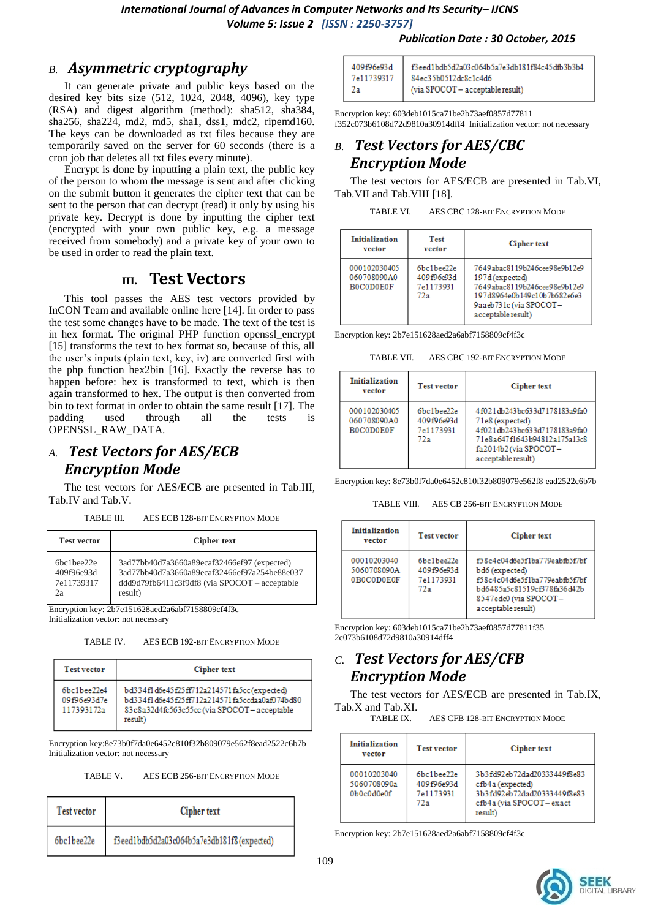## B. *Asymmetric cryptography*

It can generate private and public keys based on the desired key bits size (512, 1024, 2048, 4096), key type (RSA) and digest algorithm (method): sha512, sha384, sha256, sha224, md2, md5, sha1, dss1, mdc2, ripemd160. The keys can be downloaded as txt files because they are temporarily saved on the server for 60 seconds (there is a cron job that deletes all txt files every minute).

Encrypt is done by inputting a plain text, the public key of the person to whom the message is sent and after clicking on the submit button it generates the cipher text that can be sent to the person that can decrypt (read) it only by using his private key. Decrypt is done by inputting the cipher text (encrypted with your own public key, e.g. a message received from somebody) and a private key of your own to be used in order to read the plain text.

# III. Test Vectors

This tool passes the AES test vectors provided by InCON Team and available online here [14]. In order to pass the test some changes have to be made. The text of the test is in hex format. The original PHP function openssl_encrypt [15] transforms the text to hex format so, because of this, all the user's inputs (plain text, key, iv) are converted first with the php function hex2bin [16]. Exactly the reverse has to happen before: hex is transformed to text, which is then again transformed to hex. The output is then converted from bin to text format in order to obtain the same result [17]. The padding used through all the tests is OPENSSL_RAW_DATA.

## A. *Test Vectors for AES/ECB Encryption Mode*

The test vectors for AES/ECB are presented in Tab.III, Tab.IV and Tab.V.

TABLE III. AES ECB 128-BIT ENCRYPTION MODE

| Test vector | Cipher text |
|---|---|
| 6bc1bee22e409f96e93d7e11739317 2a | 3ad77bb40d7a3660a89ecaf32466ef97 (expected) 3ad77bb40d7a3660a89ecaf32466ef97a254be88e037ddd9d79fb6411c3f9df8 (via SPOCOT – acceptable result) |

Encryption key: 2b7e151628aed2a6abf7158809cf4f3c
Initialization vector: not necessary

TABLE IV. AES ECB 192-BIT ENCRYPTION MODE

| Test vector | Cipher text |
|---|---|
| 6bc1bee22e409f96e93d7e117393172a | bd334f1d6e45f25ff712a214571fa5cc(expected) bd334f1d6e45f25ff712a214571fa5ccdaa0af074bd8083c8a32d4fc563c55cc (via SPOCOT – acceptable result) |

Encryption key:8e73b0f7da0e6452c810f32b809079e562f8ead2522c6b7b
Initialization vector: not necessary

TABLE V. AES ECB 256-BIT ENCRYPTION MODE

| Test vector | Cipher text |
|---|---|
| 6bc1bee22e409f96e93d7e11739317 2a | f3eed1bdb5d2a03c064b5a7e3db181f8 (expected) f3eed1bdb5d2a03c064b5a7e3db181f8 84c45db3b484ec35b0512dc8c1c4d6 (via SPOCOT – acceptable result) |

Encryption key: 603deb1015ca71be2b73aef0857d77811f352c073b6108d72d9810a30914dff4 Initialization vector: not necessary

## B. *Test Vectors for AES/CBC Encryption Mode*

The test vectors for AES/ECB are presented in Tab.VI, Tab.VII and Tab.VIII [18].

TABLE VI. AES CBC 128-BIT ENCRYPTION MODE

| Initialization vector | Test vector | Cipher text |
|---|---|---|
| 000102030405060708090A0B0C0D0E0F | 6bc1bee22e409f96e93d7e1173931 72a | 7649abac8119b246cee98e9b12e9197d (expected) 7649abac8119b246cee98e9b12e9197d8964e0b149c10b7b682e6e39aaeb731c (via SPOCOT – acceptable result) |

Encryption key: 2b7e151628aed2a6abf7158809cf4f3c

TABLE VII. AES CBC 192-BIT ENCRYPTION MODE

| Initialization vector | Test vector | Cipher text |
|---|---|---|
| 000102030405060708090A0B0C0D0E0F | 6bc1bee22e409f96e93d7e1173931 72a | 4f021db243bc633d7178183a9fa071e8 (expected) 4f021db243bc633d7178183a9fa071e8a647f1643b94812a175a13c8fa2014b2 (via SPOCOT – acceptable result) |

Encryption key: 8e73b0f7da0e6452c810f32b809079e562f8 ead2522c6b7b

TABLE VIII. AES CB 256-BIT ENCRYPTION MODE

| Initialization vector | Test vector | Cipher text |
|---|---|---|
| 000102030405060708090A0B0C0D0E0F | 6bc1bee22e409f96e93d7e1173931 72a | f58c4c04d6e5f1ba779eabfb5f7bfbd6 (expected) f58c4c04d6e5f1ba779eabfb5f7bfbd6485a5c81519cf378fa36d42b8547edc0 (via SPOCOT – acceptable result) |

Encryption key: 603deb1015ca71be2b73aef0857d77811f352c073b6108d72d9810a30914dff4

## C. *Test Vectors for AES/CFB Encryption Mode*

The test vectors for AES/ECB are presented in Tab.IX, Tab.X and Tab.XI.

TABLE IX. AES CFB 128-BIT ENCRYPTION MODE

| Initialization vector | Test vector | Cipher text |
|---|---|---|
| 000102030405060708090a0b0c0d0e0f | 6bc1bee22e409f96e93d7e1173931 72a | 3b3fd92eb72dad20333449f8e83cfb4a (expected) 3b3fd92eb72dad20333449f8e83cfb4a (via SPOCOT – exact result) |

Encryption key: 2b7e151628aed2a6abf7158809cf4f3c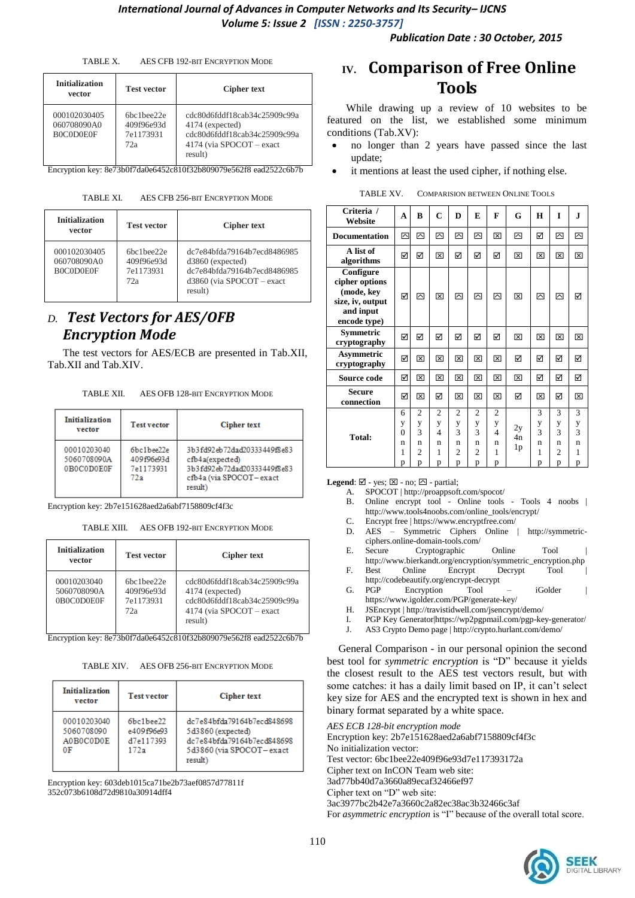TABLE X. AES CFB 192-BIT ENCRYPTION MODE

| Initialization vector | Test vector | Cipher text |
|---|---|---|
| 000102030405 060708090A0 B0C0D0E0F | 6bc1bee22e 409f96e93d 7e1173931 72a | cdc80d6fddf18cab34c25909c99a 4174 (expected) cdc80d6fddf18cab34c25909c99a 4174 (via SPOCOT – exact result) |

Encryption key: 8e73b0f7da0e6452c810f32b809079e562f8 ead2522c6b7b

TABLE XI. AES CFB 256-BIT ENCRYPTION MODE

| Initialization vector | Test vector | Cipher text |
|---|---|---|
| 000102030405 060708090A0 B0C0D0E0F | 6bc1bee22e 409f96e93d 7e1173931 72a | dc7e84bfda79164b7ecd8486985 d3860 (expected) dc7e84bfda79164b7ecd8486985 d3860 (via SPOCOT – exact result) |

## D. *Test Vectors for AES/OFB Encryption Mode*

The test vectors for AES/ECB are presented in Tab.XII, Tab.XII and Tab.XIV.

TABLE XII. AES OFB 128-BIT ENCRYPTION MODE

| Initialization vector | Test vector | Cipher text |
|---|---|---|
| 00010203040 5060708090A 0B0C0D0E0F | 6bc1bee22e 409f96e93d 7e1173931 72a | 3b3fd92eb72dad20333449f8e83 cfb4a(expected) 3b3fd92eb72dad20333449f8e83 cfb4a (via SPOCOT – exact result) |

Encryption key: 2b7e151628aed2a6abf7158809cf4f3c

TABLE XIII. AES OFB 192-BIT ENCRYPTION MODE

| Initialization vector | Test vector | Cipher text |
|---|---|---|
| 00010203040 5060708090A 0B0C0D0E0F | 6bc1bee22e 409f96e93d 7e1173931 72a | cdc80d6fddf18cab34c25909c99a 4174 (expected) cdc80d6fddf18cab34c25909c99a 4174 (via SPOCOT – exact result) |

Encryption key: 8e73b0f7da0e6452c810f32b809079e562f8 ead2522c6b7b

TABLE XIV. AES OFB 256-BIT ENCRYPTION MODE

| Initialization vector | Test vector | Cipher text |
|---|---|---|
| 00010203040 5060708090 A0B0C0D0E 0F | 6bc1bee22 e409f96e93 d7e117393 172a | dc7e84bfda79164b7ecd848698 5d3860 (expected) dc7e84bfda79164b7ecd848698 5d3860 (via SPOCOT – exact result) |

Encryption key: 603deb1015ca71be2b73aef0857d77811f 352c073b6108d72d9810a30914dff4

# IV. Comparison of Free Online Tools

While drawing up a review of 10 websites to be featured on the list, we established some minimum conditions (Tab.XV):

- no longer than 2 years have passed since the last update;
- it mentions at least the used cipher, if nothing else.

TABLE XV. COMPARISION BETWEEN ONLINE TOOLS

| Criteria / Website | A | B | C | D | E | F | G | H | I | J |
|---|---|---|---|---|---|---|---|---|---|---|
| Documentation | ⍓ | ⍓ | ⍓ | ⍓ | ⍓ | ☒ | ⍓ | ☑ | ⍓ | ⍓ |
| A list of algorithms | ☑ | ☑ | ☒ | ☑ | ☑ | ☑ | ☒ | ☒ | ☒ | ☒ |
| Configure cipher options (mode, key size, iv, output and input encode type) | ☑ | ⍓ | ☒ | ⍓ | ⍓ | ⍓ | ☒ | ⍓ | ⍓ | ☑ |
| Symmetric cryptography | ☑ | ☑ | ☑ | ☑ | ☑ | ☑ | ☒ | ☒ | ☒ | ☒ |
| Asymmetric cryptography | ☑ | ☒ | ☒ | ☒ | ☒ | ☒ | ☑ | ☑ | ☑ | ☑ |
| Source code | ☑ | ☒ | ☒ | ☒ | ☒ | ☒ | ☒ | ☑ | ☑ | ☑ |
| Secure connection | ☑ | ☒ | ☑ | ☒ | ☒ | ☒ | ☑ | ☒ | ☑ | ☒ |
| Total: | 6y 0n 1p | 2y 3n 2p | 2y 4n 1p | 2y 3n 2p | 2y 3n 2p | 2y 4n 1p | 2y 4n 1p | 3y 3n 1p | 3y 3n 2p | 3y 3n 1p |

**Legend**: ☑ - yes; ☒ - no; ⍓ - partial;

A. SPOCOT | http://proappsoft.com/spocot/
B. Online encrypt tool - Online tools - Tools 4 noobs | http://www.tools4noobs.com/online_tools/encrypt/
C. Encrypt free | https://www.encryptfree.com/
D. AES – Symmetric Ciphers Online | http://symmetric-ciphers.online-domain-tools.com/
E. Secure Cryptographic Online Tool | http://www.bierkandt.org/encryption/symmetric_encryption.php
F. Best Online Encrypt Decrypt Tool | http://codebeautify.org/encrypt-decrypt
G. PGP Encryption Tool – iGolder | https://www.igolder.com/PGP/generate-key/
H. JSEncrypt | http://travistidwell.com/jsencrypt/demo/
I. PGP Key Generator|https://wp2pgpmail.com/pgp-key-generator/
J. AS3 Crypto Demo page | http://crypto.hurlant.com/demo/

General Comparison - in our personal opinion the second best tool for *symmetric encryption* is "D" because it yields the closest result to the AES test vectors result, but with some catches: it has a daily limit based on IP, it can't select key size for AES and the encrypted text is shown in hex and binary format separated by a white space.

*AES ECB 128-bit encryption mode*
Encryption key: 2b7e151628aed2a6abf7158809cf4f3c
No initialization vector:
Test vector: 6bc1bee22e409f96e93d7e117393172a
Cipher text on InCON Team web site:
3ad77bb40d7a3660a89ecaf32466ef97
Cipher text on "D" web site:
3ac3977bc2b42e7a3660c2a82ec38ac3b32466c3af
For *asymmetric encryption* is "I" because of the overall total score.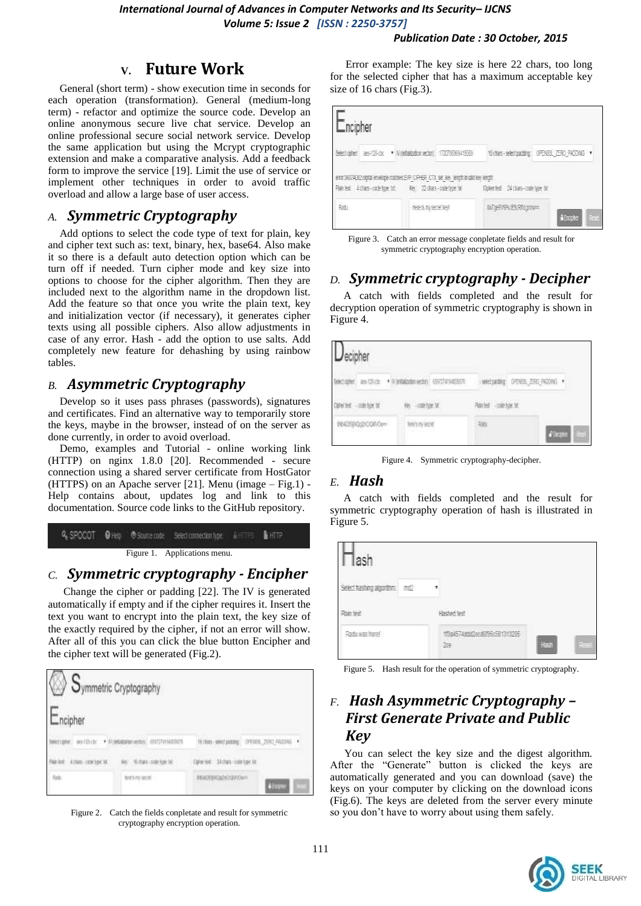## V. Future Work

General (short term) - show execution time in seconds for each operation (transformation). General (medium-long term) - refactor and optimize the source code. Develop an online anonymous secure live chat service. Develop an online professional secure social network service. Develop the same application but using the Mcrypt cryptographic extension and make a comparative analysis. Add a feedback form to improve the service [19]. Limit the use of service or implement other techniques in order to avoid traffic overload and allow a large base of user access.

### A. *Symmetric Cryptography*

Add options to select the code type of text for plain, key and cipher text such as: text, binary, hex, base64. Also make it so there is a default auto detection option which can be turn off if needed. Turn cipher mode and key size into options to choose for the cipher algorithm. Then they are included next to the algorithm name in the dropdown list. Add the feature so that once you write the plain text, key and initialization vector (if necessary), it generates cipher texts using all possible ciphers. Also allow adjustments in case of any error. Hash - add the option to use salts. Add completely new feature for dehashing by using rainbow tables.

### B. *Asymmetric Cryptography*

Develop so it uses pass phrases (passwords), signatures and certificates. Find an alternative way to temporarily store the keys, maybe in the browser, instead of on the server as done currently, in order to avoid overload.

Demo, examples and Tutorial - online working link (HTTP) on nginx 1.8.0 [20]. Recommended - secure connection using a shared server certificate from HostGator (HTTPS) on an Apache server [21]. Menu (image – Fig.1) - Help contains about, updates log and link to this documentation. Source code links to the GitHub repository.

Figure 1. Applications menu.

### C. *Symmetric cryptography - Encipher*

Change the cipher or padding [22]. The IV is generated automatically if empty and if the cipher requires it. Insert the text you want to encrypt into the plain text, the key size of the exactly required by the cipher, if not an error will show. After all of this you can click the blue button Encipher and the cipher text will be generated (Fig.2).

Figure 2. Catch the fields conpletate and result for symmetric cryptography encryption operation.

Error example: The key size is here 22 chars, too long for the selected cipher that has a maximum acceptable key size of 16 chars (Fig.3).

Figure 3. Catch an error message conpletate fields and result for symmetric cryptography encryption operation.

### D. *Symmetric cryptography - Decipher*

A catch with fields completed and the result for decryption operation of symmetric cryptography is shown in Figure 4.

Figure 4. Symmetric cryptography-decipher.

### E. *Hash*

A catch with fields completed and the result for symmetric cryptography operation of hash is illustrated in Figure 5.

Figure 5. Hash result for the operation of symmetric cryptography.

### F. *Hash Asymmetric Cryptography – First Generate Private and Public Key*

You can select the key size and the digest algorithm. After the "Generate" button is clicked the keys are automatically generated and you can download (save) the keys on your computer by clicking on the download icons (Fig.6). The keys are deleted from the server every minute so you don't have to worry about using them safely.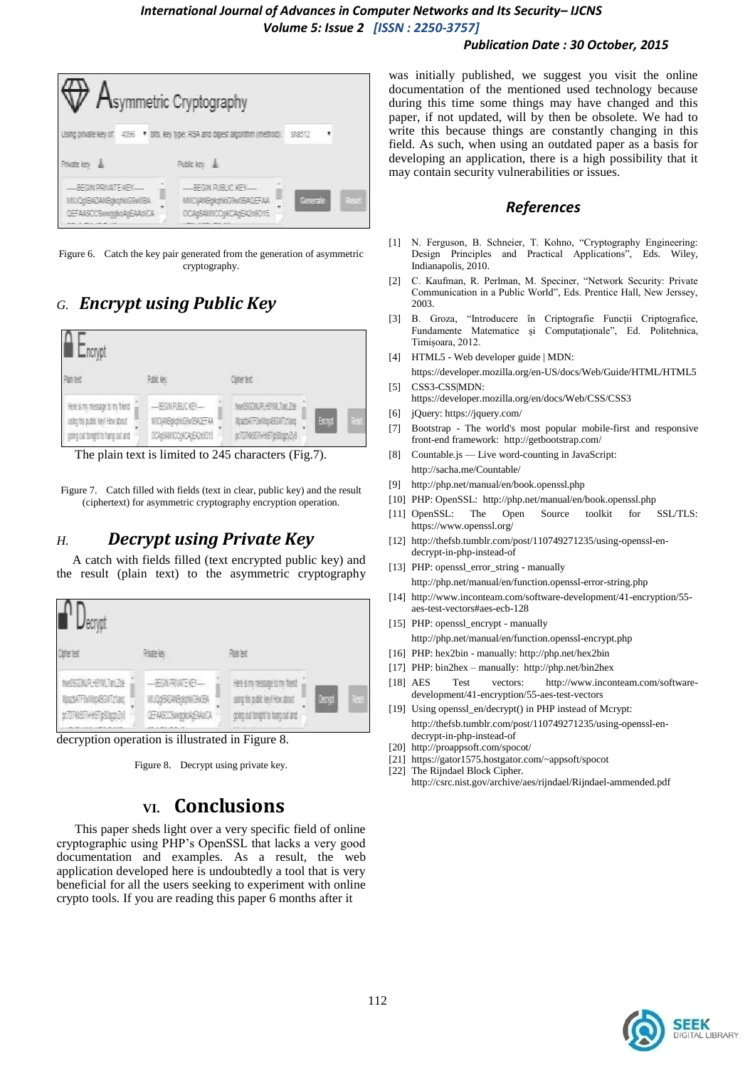Figure 6. Catch the key pair generated from the generation of asymmetric cryptography.

### G. *Encrypt using Public Key*

The plain text is limited to 245 characters (Fig.7).

Figure 7. Catch filled with fields (text in clear, public key) and the result (ciphertext) for asymmetric cryptography encryption operation.

### H. *Decrypt using Private Key*

A catch with fields filled (text encrypted public key) and the result (plain text) to the asymmetric cryptography decryption operation is illustrated in Figure 8.

Figure 8. Decrypt using private key.

## VI. Conclusions

This paper sheds light over a very specific field of online cryptographic using PHP's OpenSSL that lacks a very good documentation and examples. As a result, the web application developed here is undoubtedly a tool that is very beneficial for all the users seeking to experiment with online crypto tools. If you are reading this paper 6 months after it was initially published, we suggest you visit the online documentation of the mentioned used technology because during this time some things may have changed and this paper, if not updated, will by then be obsolete. We had to write this because things are constantly changing in this field. As such, when using an outdated paper as a basis for developing an application, there is a high possibility that it may contain security vulnerabilities or issues.

## *References*

[1] N. Ferguson, B. Schneier, T. Kohno, "Cryptography Engineering: Design Principles and Practical Applications", Eds. Wiley, Indianapolis, 2010.

[2] C. Kaufman, R. Perlman, M. Speciner, "Network Security: Private Communication in a Public World", Eds. Prentice Hall, New Jerssey, 2003.

[3] B. Groza, "Introducere în Criptografie Funcţii Criptografice, Fundamente Matematice şi Computaţionale", Ed. Politehnica, Timişoara, 2012.

[4] HTML5 - Web developer guide | MDN: https://developer.mozilla.org/en-US/docs/Web/Guide/HTML/HTML5

[5] CSS3-CSS|MDN: https://developer.mozilla.org/en/docs/Web/CSS/CSS3

[6] jQuery: https://jquery.com/

[7] Bootstrap - The world's most popular mobile-first and responsive front-end framework: http://getbootstrap.com/

[8] Countable.js — Live word-counting in JavaScript: http://sacha.me/Countable/

[9] http://php.net/manual/en/book.openssl.php

[10] PHP: OpenSSL: http://php.net/manual/en/book.openssl.php

[11] OpenSSL: The Open Source toolkit for SSL/TLS: https://www.openssl.org/

[12] http://thefsb.tumblr.com/post/110749271235/using-openssl-en-decrypt-in-php-instead-of

[13] PHP: openssl_error_string - manually http://php.net/manual/en/function.openssl-error-string.php

[14] http://www.inconteam.com/software-development/41-encryption/55-aes-test-vectors#aes-ecb-128

[15] PHP: openssl_encrypt - manually http://php.net/manual/en/function.openssl-encrypt.php

[16] PHP: hex2bin - manually: http://php.net/hex2bin

[17] PHP: bin2hex – manually: http://php.net/bin2hex

[18] AES Test vectors: http://www.inconteam.com/software-development/41-encryption/55-aes-test-vectors

[19] Using openssl_en/decrypt() in PHP instead of Mcrypt: http://thefsb.tumblr.com/post/110749271235/using-openssl-en-decrypt-in-php-instead-of

[20] http://proappsoft.com/spocot/

[21] https://gator1575.hostgator.com/~appsoft/spocot

[22] The Rijndael Block Cipher. http://csrc.nist.gov/archive/aes/rijndael/Rijndael-ammended.pdf